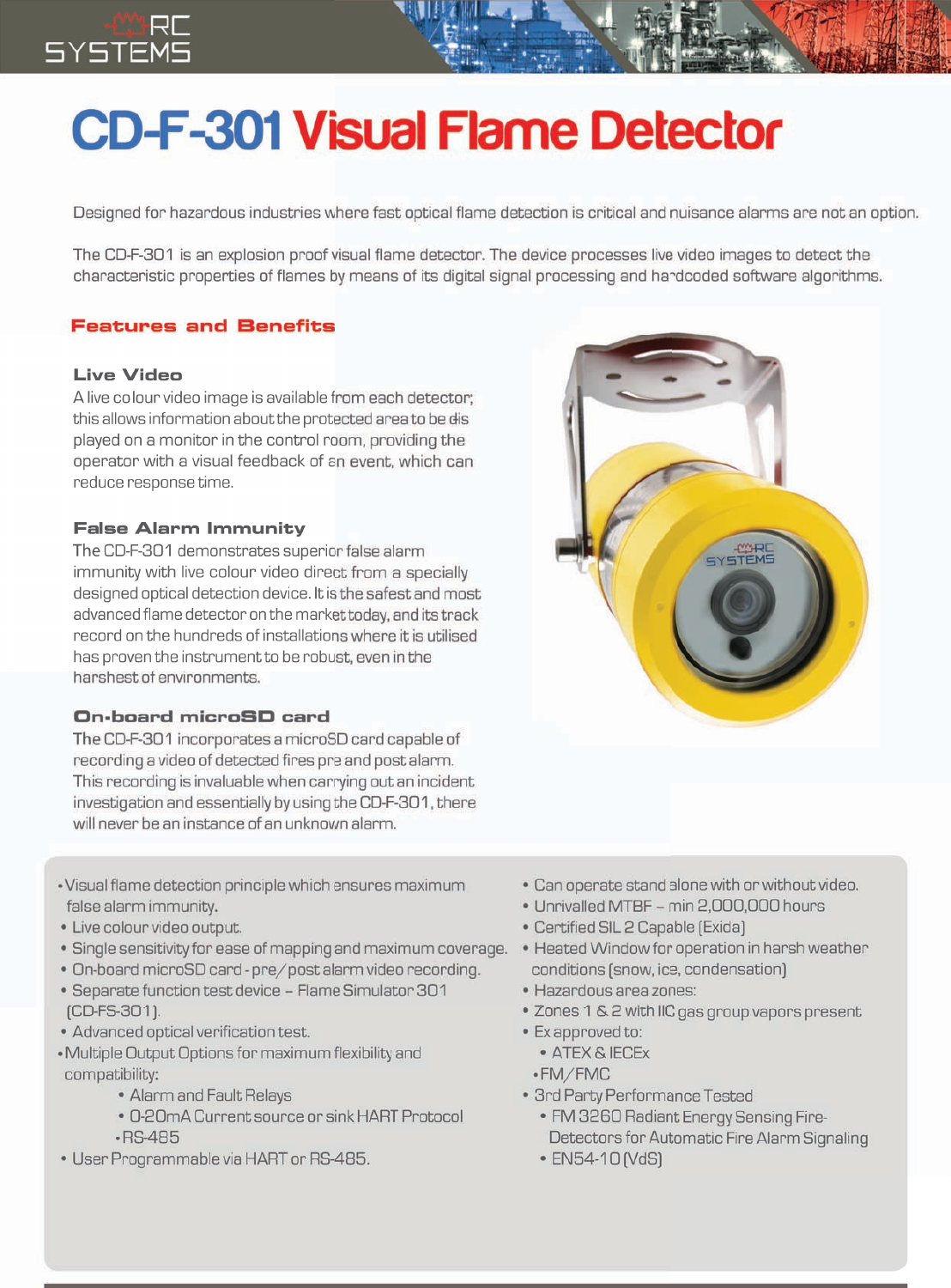# CD-F-301 Visual Flame Detector

Designed for hazardous industries where fast optical flame detection is critical and nuisance alarms are not an option.

The CD-F-301 is an explosion proof visual flame detector. The device processes live video images to detect the characteristic properties of flames by means of its digital signal processing and hardcoded software algorithms.

## Features and Benefits

### Live Video

A live colour video image is available from each detector; this allows information about the protected area to be displayed on a monitor in the control room, providing the operator with a visual feedback of an event, which can reduce response time.

### False Alarm Immunity

The CD-F-301 demonstrates superior false alarm immunity with live colour video direct from a specially designed optical detection device. It is the safest and most advanced flame detector on the market today, and its track record on the hundreds of installations where it is utilised has proven the instrument to be robust, even in the harshest of environments.

### On-board microSD card

The CD-F-301 incorporates a microSD card capable of recording a video of detected fires pre and post alarm. This recording is invaluable when carrying out an incident investigation and essentially by using the CD-F-301, there will never be an instance of an unknown alarm.

- Visual flame detection principle which ensures maximum false alarm immunity.
- Live colour video output.
- Single sensitivity for ease of mapping and maximum coverage.
- On-board microSD card - pre/post alarm video recording.
- Separate function test device – Flame Simulator 301 (CD-FS-301).
- Advanced optical verification test.
- Multiple Output Options for maximum flexibility and compatibility:
  - Alarm and Fault Relays
  - 0-20mA Current source or sink HART Protocol
  - RS-485
- User Programmable via HART or RS-485.
- Can operate stand alone with or without video.
- Unrivalled MTBF – min 2,000,000 hours
- Certified SIL 2 Capable (Exida)
- Heated Window for operation in harsh weather conditions (snow, ice, condensation)
- Hazardous area zones:
- Zones 1 & 2 with IIC gas group vapors present
- Ex approved to:
  - ATEX & IECEx
  - FM/FMC
- 3rd Party Performance Tested
  - FM 3260 Radiant Energy Sensing Fire-Detectors for Automatic Fire Alarm Signaling
  - EN54-10 (VdS)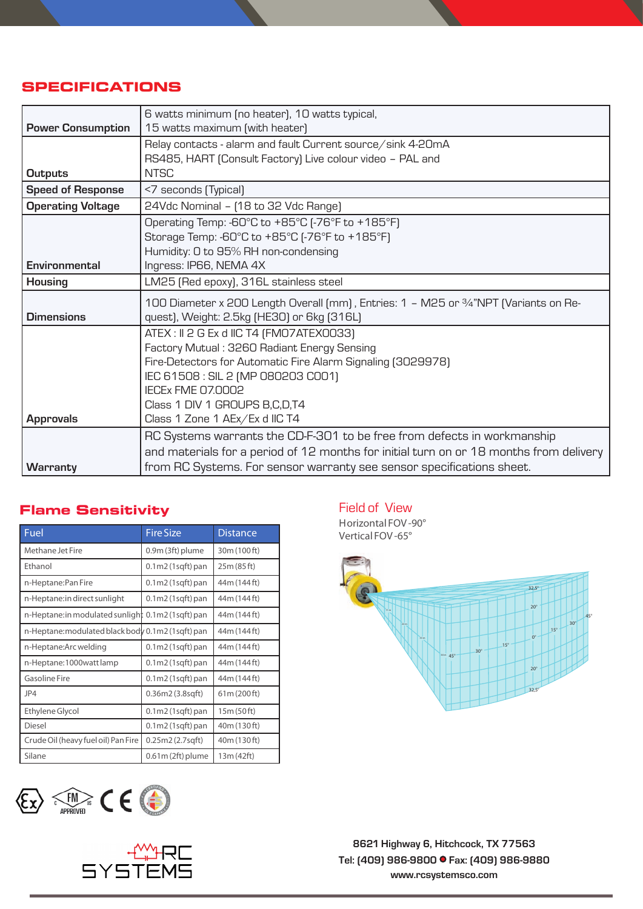## SPECIFICATIONS

| | |
|---|---|
| **Power Consumption** | 6 watts minimum (no heater), 10 watts typical, 15 watts maximum (with heater) |
| **Outputs** | Relay contacts - alarm and fault Current source/sink 4-20mA RS485, HART (Consult Factory) Live colour video – PAL and NTSC |
| **Speed of Response** | <7 seconds (Typical) |
| **Operating Voltage** | 24Vdc Nominal – (18 to 32 Vdc Range) |
| **Environmental** | Operating Temp: -60°C to +85°C (-76°F to +185°F)<br>Storage Temp: -60°C to +85°C (-76°F to +185°F)<br>Humidity: 0 to 95% RH non-condensing<br>Ingress: IP66, NEMA 4X |
| **Housing** | LM25 (Red epoxy), 316L stainless steel |
| **Dimensions** | 100 Diameter x 200 Length Overall (mm) , Entries: 1 – M25 or ¾"NPT (Variants on Request), Weight: 2.5kg (HE30) or 6kg (316L) |
| **Approvals** | ATEX : II 2 G Ex d IIC T4 (FM07ATEX0033)<br>Factory Mutual : 3260 Radiant Energy Sensing<br>Fire-Detectors for Automatic Fire Alarm Signaling (3029978)<br>IEC 61508 : SIL 2 (MP 080203 C001)<br>IECEx FME 07.0002<br>Class 1 DIV 1 GROUPS B,C,D,T4<br>Class 1 Zone 1 AEx/Ex d IIC T4 |
| **Warranty** | RC Systems warrants the CD-F-301 to be free from defects in workmanship and materials for a period of 12 months for initial turn on or 18 months from delivery from RC Systems. For sensor warranty see sensor specifications sheet. |

## Flame Sensitivity

| Fuel | Fire Size | Distance |
|---|---|---|
| Methane Jet Fire | 0.9m (3ft) plume | 30m (100 ft) |
| Ethanol | 0.1m2 (1sqft) pan | 25m (85 ft) |
| n-Heptane:Pan Fire | 0.1m2 (1sqft) pan | 44m (144 ft) |
| n-Heptane:in direct sunlight | 0.1m2 (1sqft) pan | 44m (144 ft) |
| n-Heptane:in modulated sunlight | 0.1m2 (1sqft) pan | 44m (144 ft) |
| n-Heptane:modulated black body | 0.1m2 (1sqft) pan | 44m (144 ft) |
| n-Heptane:Arc welding | 0.1m2 (1sqft) pan | 44m (144 ft) |
| n-Heptane: 1000watt lamp | 0.1m2 (1sqft) pan | 44m (144 ft) |
| Gasoline Fire | 0.1m2 (1sqft) pan | 44m (144 ft) |
| JP4 | 0.36m2 (3.8sqft) | 61m (200 ft) |
| Ethylene Glycol | 0.1m2 (1sqft) pan | 15m (50 ft) |
| Diesel | 0.1m2 (1sqft) pan | 40m (130 ft) |
| Crude Oil (heavy fuel oil) Pan Fire | 0.25m2 (2.7sqft) | 40m (130 ft) |
| Silane | 0.61m (2ft) plume | 13m (42ft) |

## Field of View

Horizontal FOV -90°
Vertical FOV -65°

32.5° 20° 0° 15° 30° 45° 20° 32.5° 45° 30° 15°

8621 Highway 6, Hitchcock, TX 77563
Tel: (409) 986-9800 Fax: (409) 986-9880
www.rcsystemsco.com